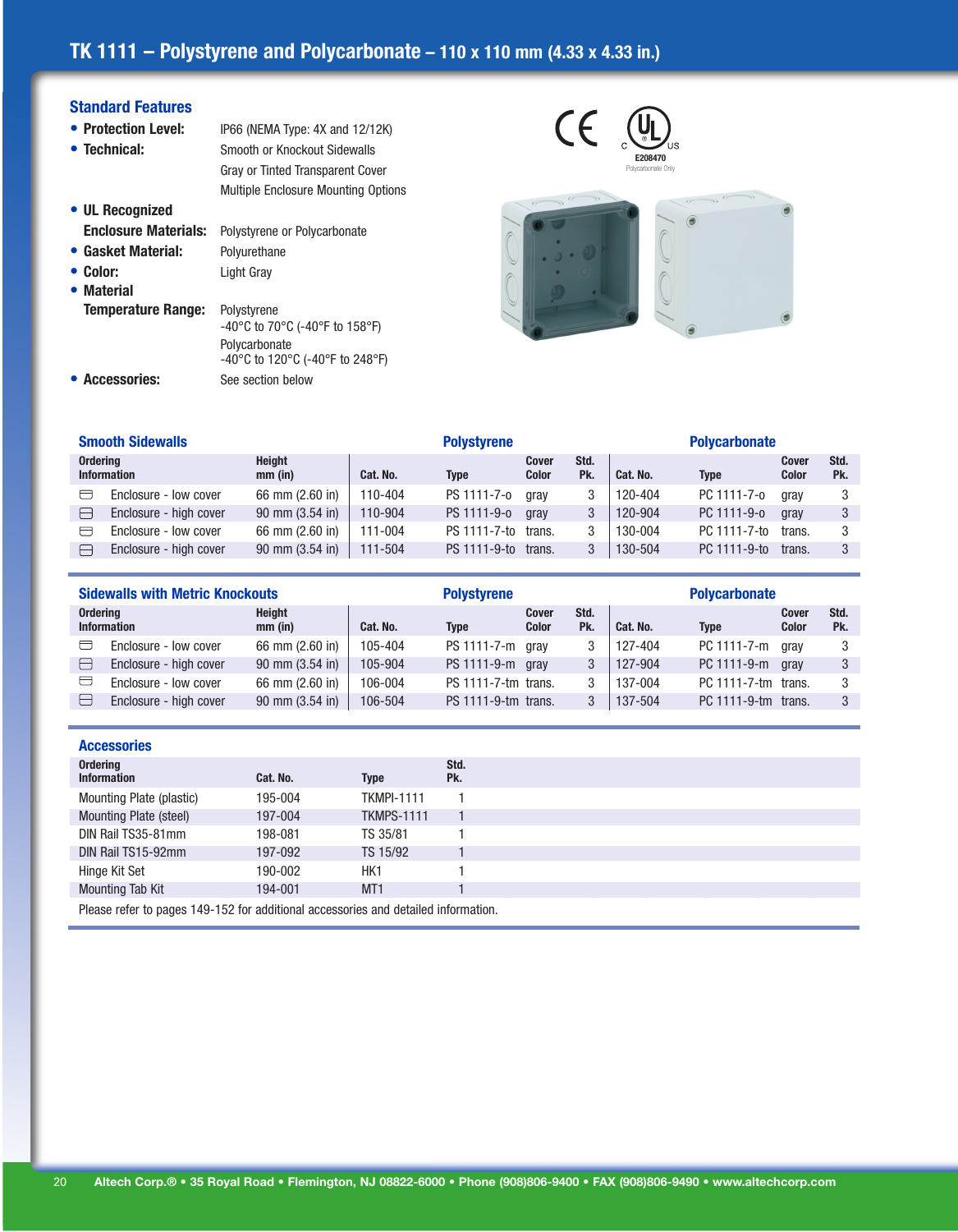# TK 1111 – Polystyrene and Polycarbonate – 110 x 110 mm (4.33 x 4.33 in.)

## Standard Features

- **Protection Level:** IP66 (NEMA Type: 4X and 12/12K)
- **Technical:** Smooth or Knockout Sidewalls
  Gray or Tinted Transparent Cover
  Multiple Enclosure Mounting Options
- **UL Recognized Enclosure Materials:** Polystyrene or Polycarbonate
- **Gasket Material:** Polyurethane
- **Color:** Light Gray
- **Material Temperature Range:** Polystyrene
  -40°C to 70°C (-40°F to 158°F)
  Polycarbonate
  -40°C to 120°C (-40°F to 248°F)
- **Accessories:** See section below

E208470
Polycarbonate Only

## Smooth Sidewalls

| Ordering Information | Height mm (in) | Polystyrene Cat. No. | Type | Cover Color | Std. Pk. | Polycarbonate Cat. No. | Type | Cover Color | Std. Pk. |
|---|---|---|---|---|---|---|---|---|---|
| Enclosure - low cover | 66 mm (2.60 in) | 110-404 | PS 1111-7-o | gray | 3 | 120-404 | PC 1111-7-o | gray | 3 |
| Enclosure - high cover | 90 mm (3.54 in) | 110-904 | PS 1111-9-o | gray | 3 | 120-904 | PC 1111-9-o | gray | 3 |
| Enclosure - low cover | 66 mm (2.60 in) | 111-004 | PS 1111-7-to | trans. | 3 | 130-004 | PC 1111-7-to | trans. | 3 |
| Enclosure - high cover | 90 mm (3.54 in) | 111-504 | PS 1111-9-to | trans. | 3 | 130-504 | PC 1111-9-to | trans. | 3 |

## Sidewalls with Metric Knockouts

| Ordering Information | Height mm (in) | Polystyrene Cat. No. | Type | Cover Color | Std. Pk. | Polycarbonate Cat. No. | Type | Cover Color | Std. Pk. |
|---|---|---|---|---|---|---|---|---|---|
| Enclosure - low cover | 66 mm (2.60 in) | 105-404 | PS 1111-7-m | gray | 3 | 127-404 | PC 1111-7-m | gray | 3 |
| Enclosure - high cover | 90 mm (3.54 in) | 105-904 | PS 1111-9-m | gray | 3 | 127-904 | PC 1111-9-m | gray | 3 |
| Enclosure - low cover | 66 mm (2.60 in) | 106-004 | PS 1111-7-tm | trans. | 3 | 137-004 | PC 1111-7-tm | trans. | 3 |
| Enclosure - high cover | 90 mm (3.54 in) | 106-504 | PS 1111-9-tm | trans. | 3 | 137-504 | PC 1111-9-tm | trans. | 3 |

## Accessories

| Ordering Information | Cat. No. | Type | Std. Pk. |
|---|---|---|---|
| Mounting Plate (plastic) | 195-004 | TKMPI-1111 | 1 |
| Mounting Plate (steel) | 197-004 | TKMPS-1111 | 1 |
| DIN Rail TS35-81mm | 198-081 | TS 35/81 | 1 |
| DIN Rail TS15-92mm | 197-092 | TS 15/92 | 1 |
| Hinge Kit Set | 190-002 | HK1 | 1 |
| Mounting Tab Kit | 194-001 | MT1 | 1 |

Please refer to pages 149-152 for additional accessories and detailed information.

Altech Corp.® • 35 Royal Road • Flemington, NJ 08822-6000 • Phone (908)806-9400 • FAX (908)806-9490 • www.altechcorp.com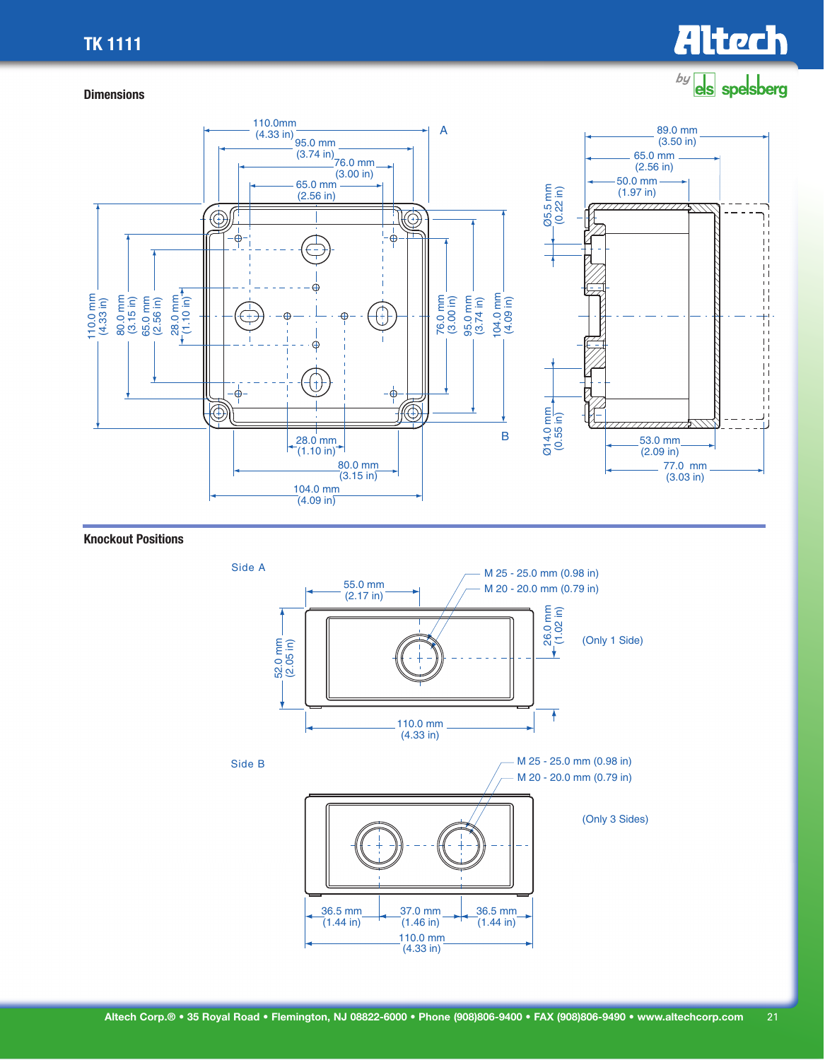## TK 1111

### Dimensions

110.0mm
(4.33 in)
95.0 mm
(3.74 in)
76.0 mm
(3.00 in)
65.0 mm
(2.56 in)
A

110.0 mm
(4.33 in)
80.0 mm
(3.15 in)
65.0 mm
(2.56 in)
28.0 mm
(1.10 in)

76.0 mm
(3.00 in)
95.0 mm
(3.74 in)
104.0 mm
(4.09 in)

28.0 mm
(1.10 in)
80.0 mm
(3.15 in)
104.0 mm
(4.09 in)
B

89.0 mm
(3.50 in)
65.0 mm
(2.56 in)
50.0 mm
(1.97 in)
Ø5.5 mm
(0.22 in)
Ø14.0 mm
(0.55 in)
53.0 mm
(2.09 in)
77.0 mm
(3.03 in)

### Knockout Positions

Side A

55.0 mm
(2.17 in)
M 25 - 25.0 mm (0.98 in)
M 20 - 20.0 mm (0.79 in)
52.0 mm
(2.05 in)
26.0 mm
(1.02 in)
(Only 1 Side)
110.0 mm
(4.33 in)

Side B

M 25 - 25.0 mm (0.98 in)
M 20 - 20.0 mm (0.79 in)
(Only 3 Sides)
36.5 mm
(1.44 in)
37.0 mm
(1.46 in)
36.5 mm
(1.44 in)
110.0 mm
(4.33 in)

Altech Corp.® • 35 Royal Road • Flemington, NJ 08822-6000 • Phone (908)806-9400 • FAX (908)806-9490 • www.altechcorp.com